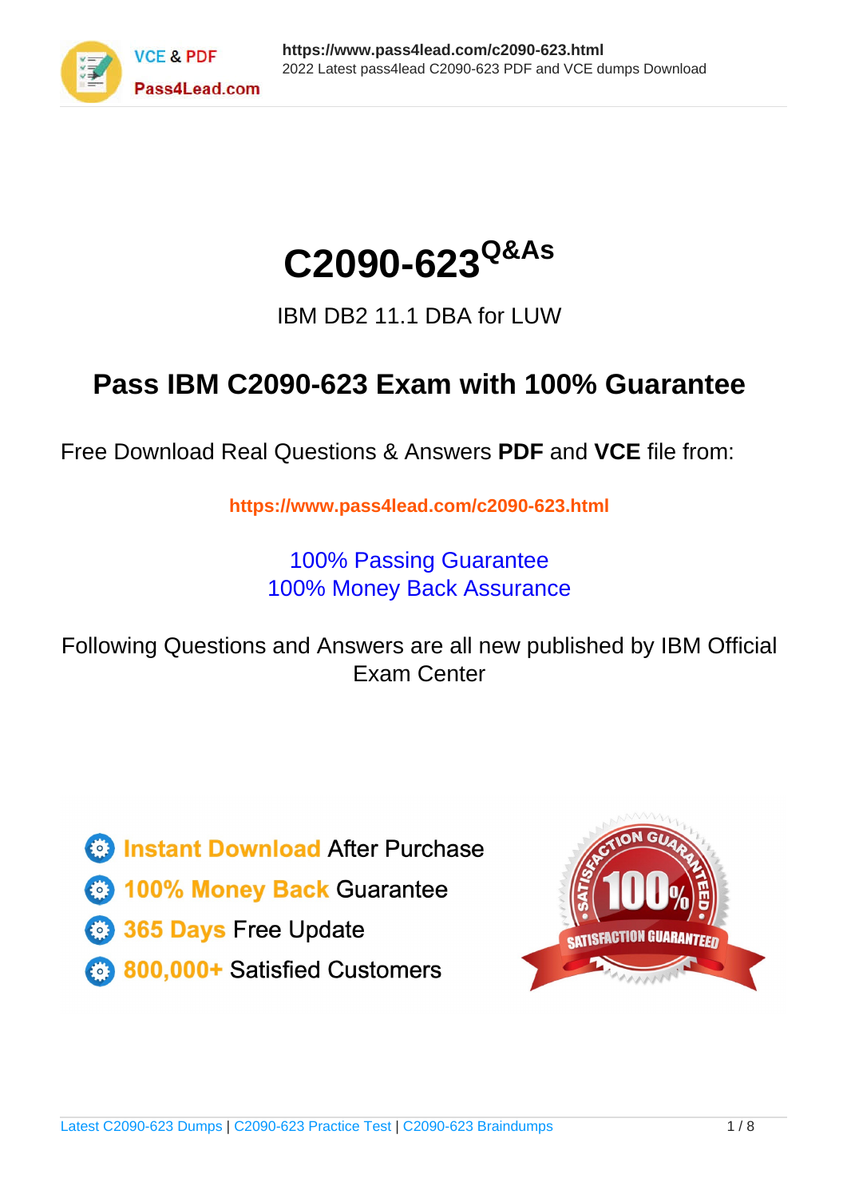# C2090-623[Q&As]

IBM DB2 11.1 DBA for LUW

## Pass IBM C2090-623 Exam with 100% Guarantee

Free Download Real Questions & Answers **PDF** and **VCE** file from:

**https://www.pass4lead.com/c2090-623.html**

100% Passing Guarantee
100% Money Back Assurance

Following Questions and Answers are all new published by IBM Official Exam Center

- **Instant Download** After Purchase
- **100% Money Back** Guarantee
- **365 Days** Free Update
- **800,000+** Satisfied Customers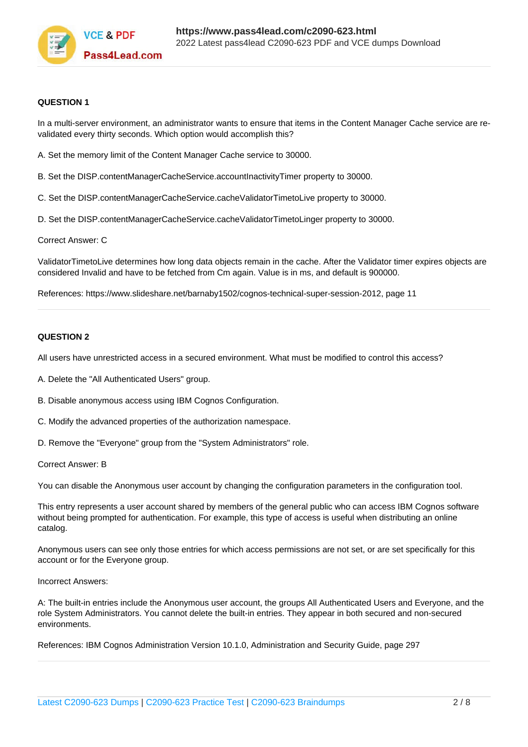**QUESTION 1**

In a multi-server environment, an administrator wants to ensure that items in the Content Manager Cache service are re-validated every thirty seconds. Which option would accomplish this?

A. Set the memory limit of the Content Manager Cache service to 30000.

B. Set the DISP.contentManagerCacheService.accountInactivityTimer property to 30000.

C. Set the DISP.contentManagerCacheService.cacheValidatorTimetoLive property to 30000.

D. Set the DISP.contentManagerCacheService.cacheValidatorTimetoLinger property to 30000.

Correct Answer: C

ValidatorTimetoLive determines how long data objects remain in the cache. After the Validator timer expires objects are considered Invalid and have to be fetched from Cm again. Value is in ms, and default is 900000.

References: https://www.slideshare.net/barnaby1502/cognos-technical-super-session-2012, page 11

---

**QUESTION 2**

All users have unrestricted access in a secured environment. What must be modified to control this access?

A. Delete the "All Authenticated Users" group.

B. Disable anonymous access using IBM Cognos Configuration.

C. Modify the advanced properties of the authorization namespace.

D. Remove the "Everyone" group from the "System Administrators" role.

Correct Answer: B

You can disable the Anonymous user account by changing the configuration parameters in the configuration tool.

This entry represents a user account shared by members of the general public who can access IBM Cognos software without being prompted for authentication. For example, this type of access is useful when distributing an online catalog.

Anonymous users can see only those entries for which access permissions are not set, or are set specifically for this account or for the Everyone group.

Incorrect Answers:

A: The built-in entries include the Anonymous user account, the groups All Authenticated Users and Everyone, and the role System Administrators. You cannot delete the built-in entries. They appear in both secured and non-secured environments.

References: IBM Cognos Administration Version 10.1.0, Administration and Security Guide, page 297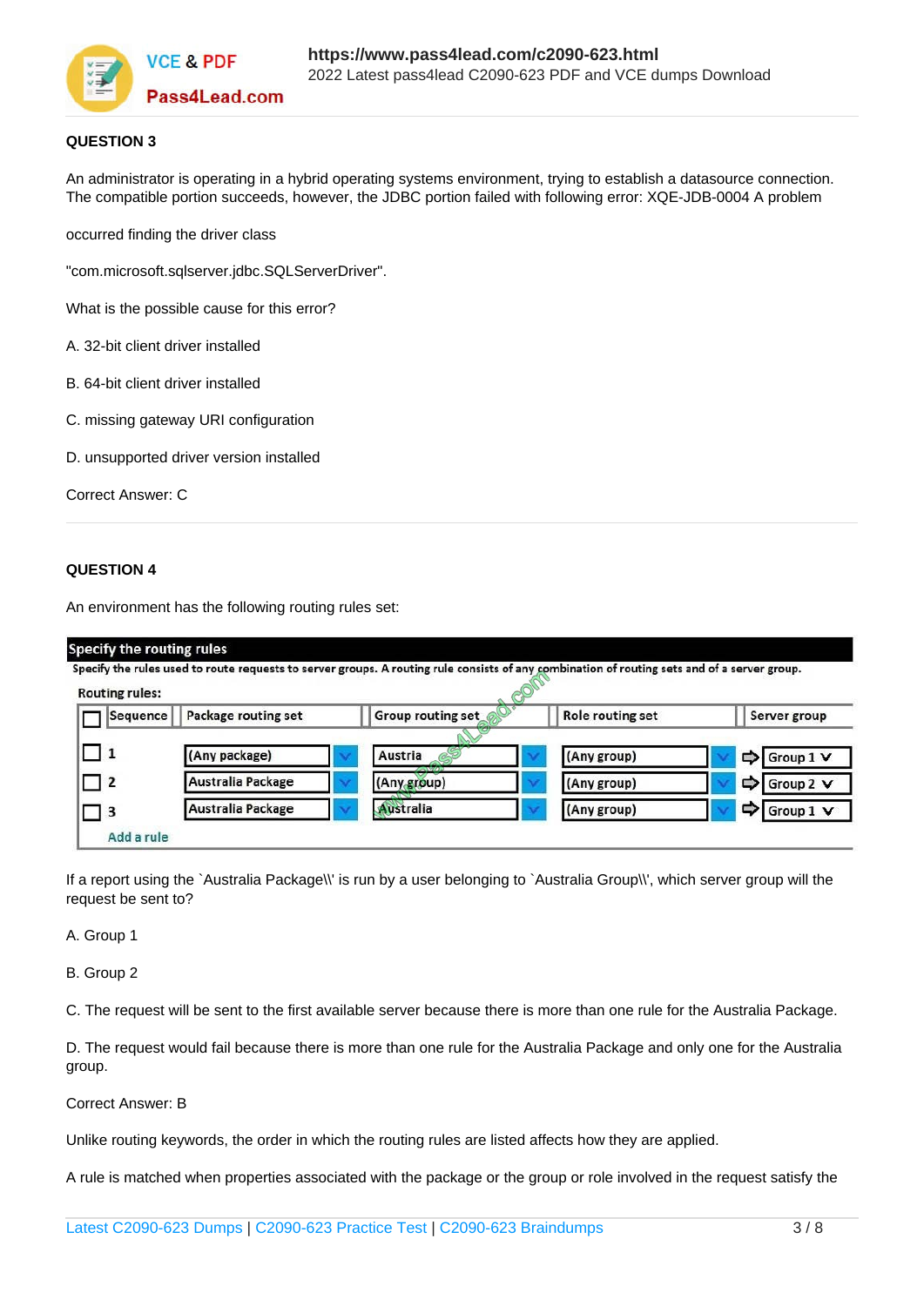**QUESTION 3**

An administrator is operating in a hybrid operating systems environment, trying to establish a datasource connection. The compatible portion succeeds, however, the JDBC portion failed with following error: XQE-JDB-0004 A problem

occurred finding the driver class

"com.microsoft.sqlserver.jdbc.SQLServerDriver".

What is the possible cause for this error?

A. 32-bit client driver installed

B. 64-bit client driver installed

C. missing gateway URI configuration

D. unsupported driver version installed

Correct Answer: C

**QUESTION 4**

An environment has the following routing rules set:

**Specify the routing rules**

Specify the rules used to route requests to server groups. A routing rule consists of any combination of routing sets and of a server group.

Routing rules:

| Sequence | Package routing set | Group routing set | Role routing set | Server group |
|---|---|---|---|---|
| 1 | (Any package) | Austria | (Any group) | Group 1 |
| 2 | Australia Package | (Any group) | (Any group) | Group 2 |
| 3 | Australia Package | Australia | (Any group) | Group 1 |

Add a rule

If a report using the `Australia Package\\' is run by a user belonging to `Australia Group\\', which server group will the request be sent to?

A. Group 1

B. Group 2

C. The request will be sent to the first available server because there is more than one rule for the Australia Package.

D. The request would fail because there is more than one rule for the Australia Package and only one for the Australia group.

Correct Answer: B

Unlike routing keywords, the order in which the routing rules are listed affects how they are applied.

A rule is matched when properties associated with the package or the group or role involved in the request satisfy the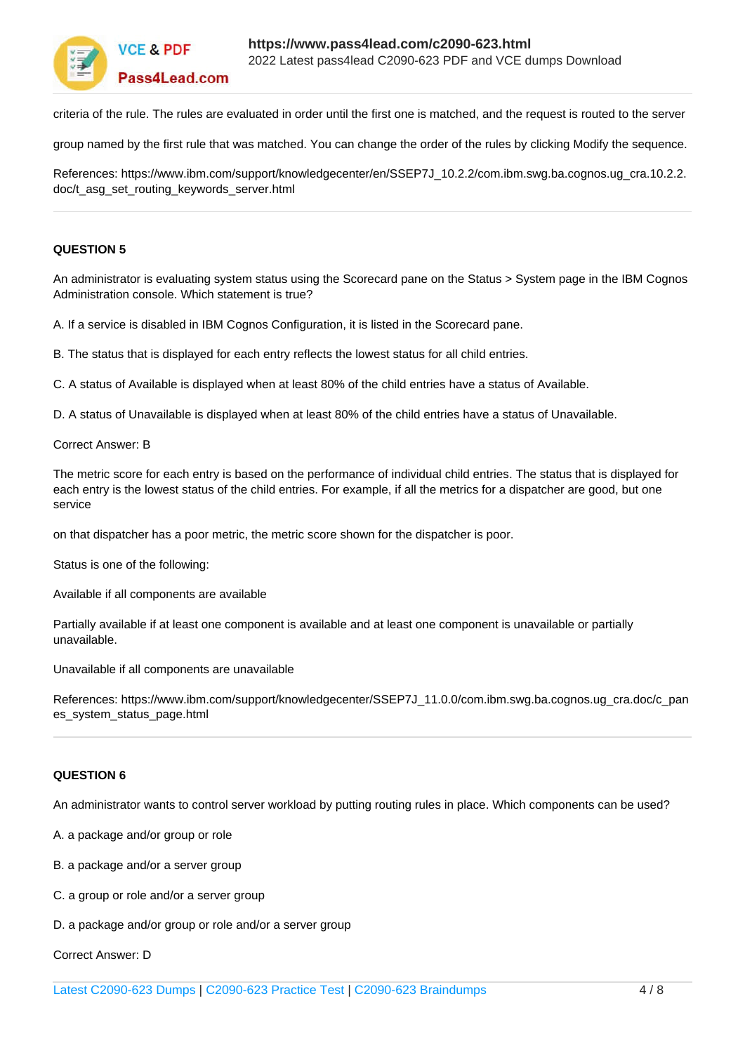criteria of the rule. The rules are evaluated in order until the first one is matched, and the request is routed to the server

group named by the first rule that was matched. You can change the order of the rules by clicking Modify the sequence.

References: https://www.ibm.com/support/knowledgecenter/en/SSEP7J_10.2.2/com.ibm.swg.ba.cognos.ug_cra.10.2.2.doc/t_asg_set_routing_keywords_server.html

---

**QUESTION 5**

An administrator is evaluating system status using the Scorecard pane on the Status > System page in the IBM Cognos Administration console. Which statement is true?

A. If a service is disabled in IBM Cognos Configuration, it is listed in the Scorecard pane.

B. The status that is displayed for each entry reflects the lowest status for all child entries.

C. A status of Available is displayed when at least 80% of the child entries have a status of Available.

D. A status of Unavailable is displayed when at least 80% of the child entries have a status of Unavailable.

Correct Answer: B

The metric score for each entry is based on the performance of individual child entries. The status that is displayed for each entry is the lowest status of the child entries. For example, if all the metrics for a dispatcher are good, but one service

on that dispatcher has a poor metric, the metric score shown for the dispatcher is poor.

Status is one of the following:

Available if all components are available

Partially available if at least one component is available and at least one component is unavailable or partially unavailable.

Unavailable if all components are unavailable

References: https://www.ibm.com/support/knowledgecenter/SSEP7J_11.0.0/com.ibm.swg.ba.cognos.ug_cra.doc/c_panes_system_status_page.html

---

**QUESTION 6**

An administrator wants to control server workload by putting routing rules in place. Which components can be used?

A. a package and/or group or role

B. a package and/or a server group

C. a group or role and/or a server group

D. a package and/or group or role and/or a server group

Correct Answer: D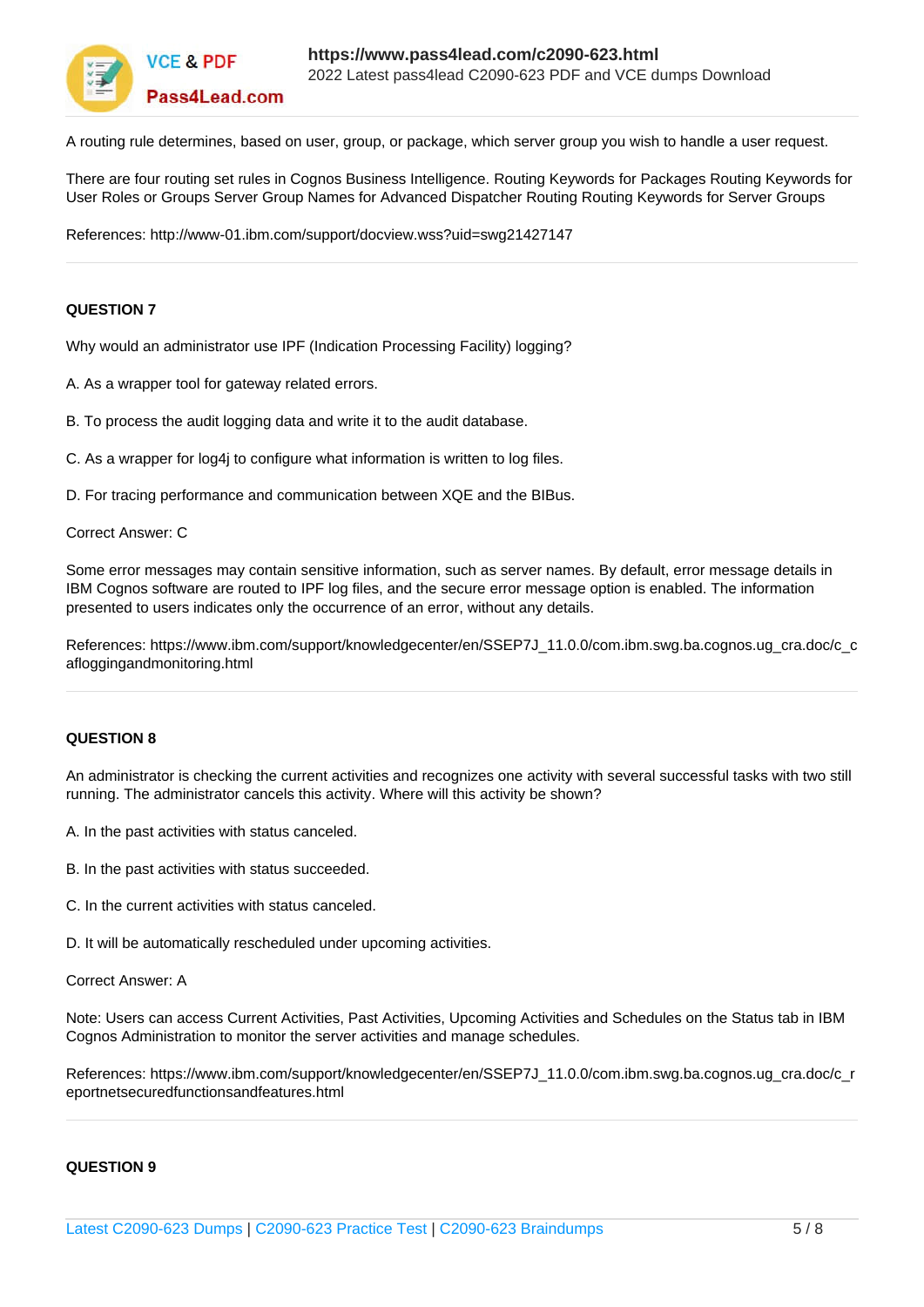A routing rule determines, based on user, group, or package, which server group you wish to handle a user request.

There are four routing set rules in Cognos Business Intelligence. Routing Keywords for Packages Routing Keywords for User Roles or Groups Server Group Names for Advanced Dispatcher Routing Routing Keywords for Server Groups

References: http://www-01.ibm.com/support/docview.wss?uid=swg21427147

**QUESTION 7**

Why would an administrator use IPF (Indication Processing Facility) logging?

A. As a wrapper tool for gateway related errors.

B. To process the audit logging data and write it to the audit database.

C. As a wrapper for log4j to configure what information is written to log files.

D. For tracing performance and communication between XQE and the BIBus.

Correct Answer: C

Some error messages may contain sensitive information, such as server names. By default, error message details in IBM Cognos software are routed to IPF log files, and the secure error message option is enabled. The information presented to users indicates only the occurrence of an error, without any details.

References: https://www.ibm.com/support/knowledgecenter/en/SSEP7J_11.0.0/com.ibm.swg.ba.cognos.ug_cra.doc/c_cafloggingandmonitoring.html

**QUESTION 8**

An administrator is checking the current activities and recognizes one activity with several successful tasks with two still running. The administrator cancels this activity. Where will this activity be shown?

A. In the past activities with status canceled.

B. In the past activities with status succeeded.

C. In the current activities with status canceled.

D. It will be automatically rescheduled under upcoming activities.

Correct Answer: A

Note: Users can access Current Activities, Past Activities, Upcoming Activities and Schedules on the Status tab in IBM Cognos Administration to monitor the server activities and manage schedules.

References: https://www.ibm.com/support/knowledgecenter/en/SSEP7J_11.0.0/com.ibm.swg.ba.cognos.ug_cra.doc/c_reportnetsecuredfunctionsandfeatures.html

**QUESTION 9**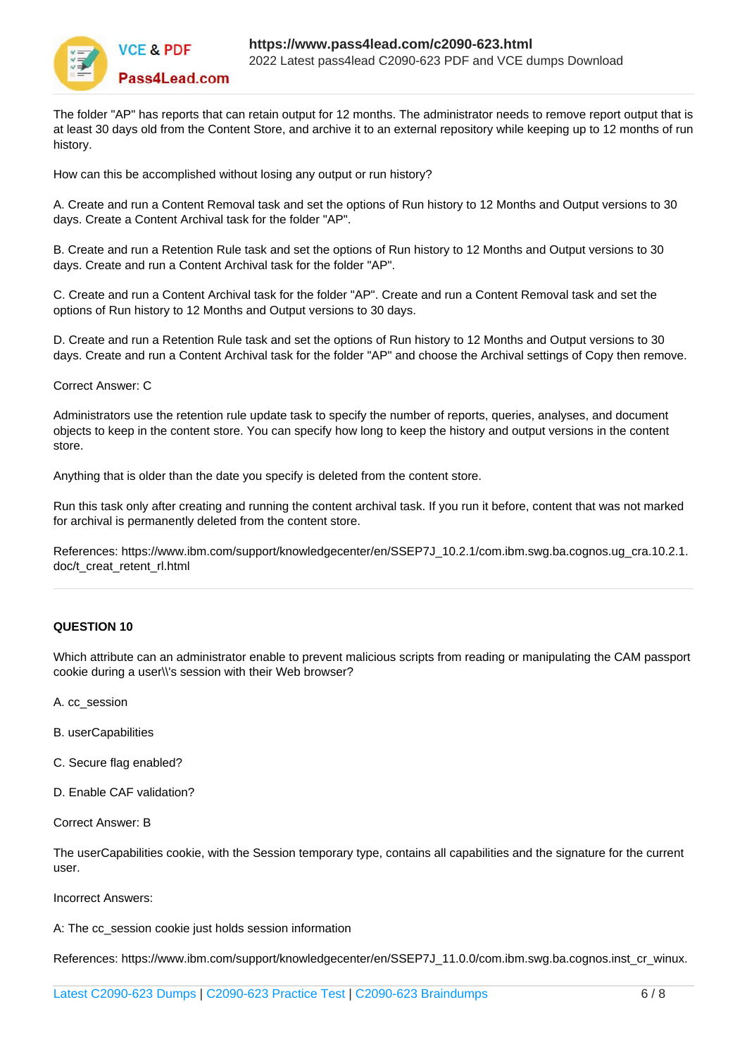The folder "AP" has reports that can retain output for 12 months. The administrator needs to remove report output that is at least 30 days old from the Content Store, and archive it to an external repository while keeping up to 12 months of run history.

How can this be accomplished without losing any output or run history?

A. Create and run a Content Removal task and set the options of Run history to 12 Months and Output versions to 30 days. Create a Content Archival task for the folder "AP".

B. Create and run a Retention Rule task and set the options of Run history to 12 Months and Output versions to 30 days. Create and run a Content Archival task for the folder "AP".

C. Create and run a Content Archival task for the folder "AP". Create and run a Content Removal task and set the options of Run history to 12 Months and Output versions to 30 days.

D. Create and run a Retention Rule task and set the options of Run history to 12 Months and Output versions to 30 days. Create and run a Content Archival task for the folder "AP" and choose the Archival settings of Copy then remove.

Correct Answer: C

Administrators use the retention rule update task to specify the number of reports, queries, analyses, and document objects to keep in the content store. You can specify how long to keep the history and output versions in the content store.

Anything that is older than the date you specify is deleted from the content store.

Run this task only after creating and running the content archival task. If you run it before, content that was not marked for archival is permanently deleted from the content store.

References: https://www.ibm.com/support/knowledgecenter/en/SSEP7J_10.2.1/com.ibm.swg.ba.cognos.ug_cra.10.2.1.doc/t_creat_retent_rl.html

**QUESTION 10**

Which attribute can an administrator enable to prevent malicious scripts from reading or manipulating the CAM passport cookie during a user\\'s session with their Web browser?

A. cc_session

B. userCapabilities

C. Secure flag enabled?

D. Enable CAF validation?

Correct Answer: B

The userCapabilities cookie, with the Session temporary type, contains all capabilities and the signature for the current user.

Incorrect Answers:

A: The cc_session cookie just holds session information

References: https://www.ibm.com/support/knowledgecenter/en/SSEP7J_11.0.0/com.ibm.swg.ba.cognos.inst_cr_winux.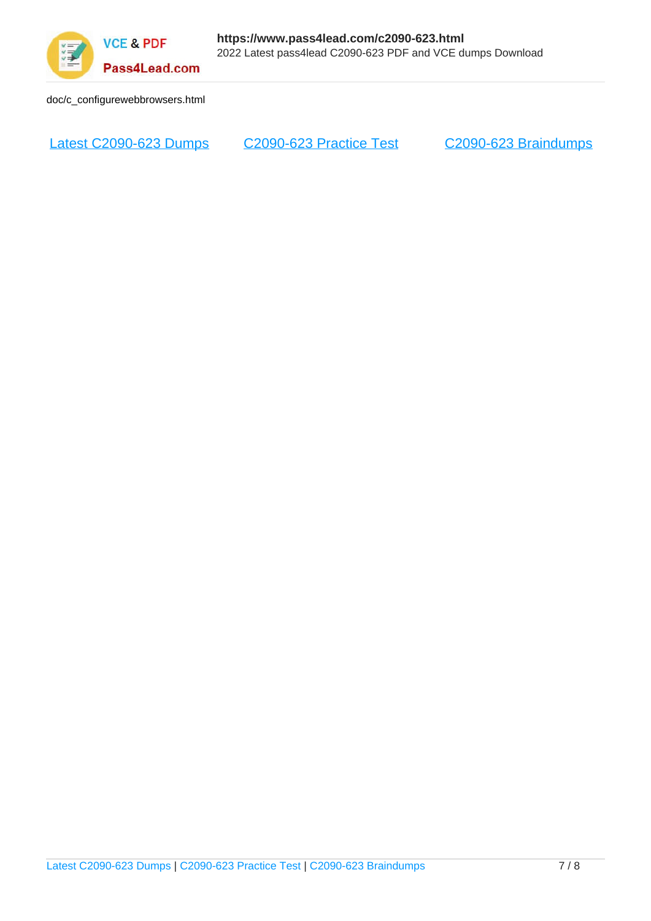doc/c_configurewebbrowsers.html

[Latest C2090-623 Dumps](https://www.pass4lead.com/c2090-623.html) [C2090-623 Practice Test](https://www.pass4lead.com/c2090-623.html) [C2090-623 Braindumps](https://www.pass4lead.com/c2090-623.html)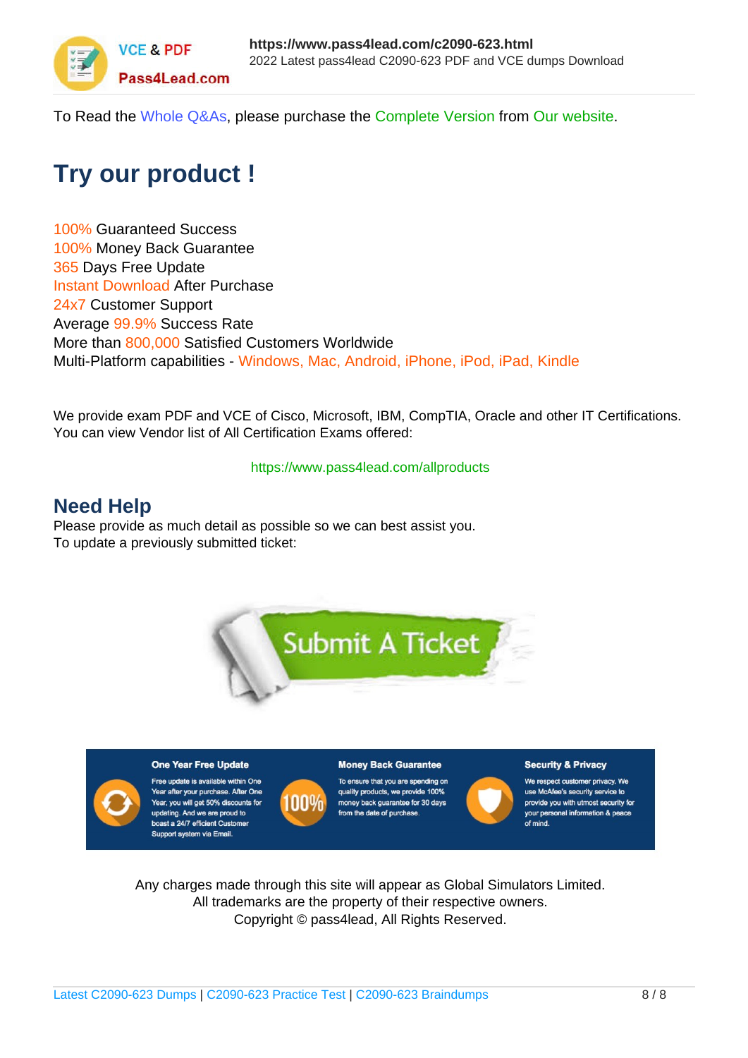To Read the Whole Q&As, please purchase the Complete Version from Our website.

# Try our product !

100% Guaranteed Success
100% Money Back Guarantee
365 Days Free Update
Instant Download After Purchase
24x7 Customer Support
Average 99.9% Success Rate
More than 800,000 Satisfied Customers Worldwide
Multi-Platform capabilities - Windows, Mac, Android, iPhone, iPod, iPad, Kindle

We provide exam PDF and VCE of Cisco, Microsoft, IBM, CompTIA, Oracle and other IT Certifications.
You can view Vendor list of All Certification Exams offered:

https://www.pass4lead.com/allproducts

## Need Help

Please provide as much detail as possible so we can best assist you.
To update a previously submitted ticket:

Submit A Ticket

**One Year Free Update**

Free update is available within One Year after your purchase. After One Year, you will get 50% discounts for updating. And we are proud to boast a 24/7 efficient Customer Support system via Email.

**Money Back Guarantee**

To ensure that you are spending on quality products, we provide 100% money back guarantee for 30 days from the date of purchase.

**Security & Privacy**

We respect customer privacy. We use McAfee's security service to provide you with utmost security for your personal information & peace of mind.

Any charges made through this site will appear as Global Simulators Limited.
All trademarks are the property of their respective owners.
Copyright © pass4lead, All Rights Reserved.